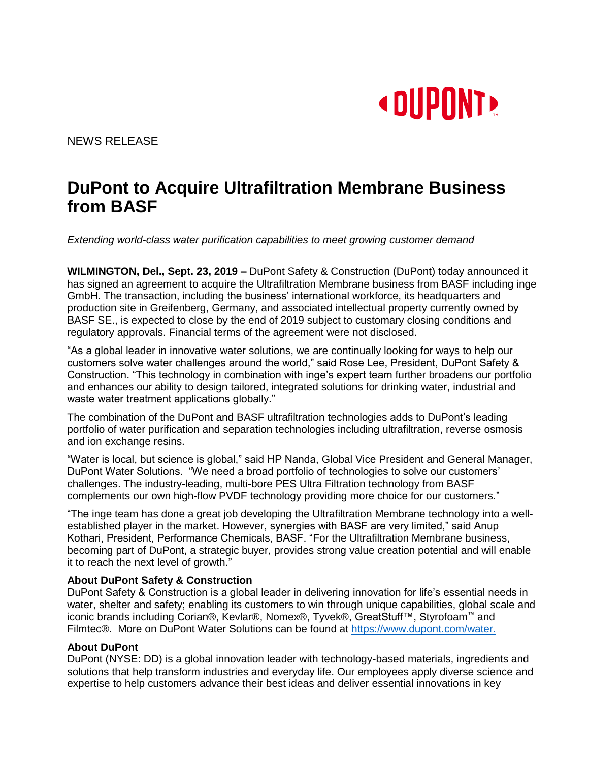NEWS RELEASE

# DuPont to Acquire Ultrafiltration Membrane Business from BASF

*Extending world-class water purification capabilities to meet growing customer demand*

**WILMINGTON, Del., Sept. 23, 2019 –** DuPont Safety & Construction (DuPont) today announced it has signed an agreement to acquire the Ultrafiltration Membrane business from BASF including inge GmbH. The transaction, including the business' international workforce, its headquarters and production site in Greifenberg, Germany, and associated intellectual property currently owned by BASF SE., is expected to close by the end of 2019 subject to customary closing conditions and regulatory approvals. Financial terms of the agreement were not disclosed.

"As a global leader in innovative water solutions, we are continually looking for ways to help our customers solve water challenges around the world," said Rose Lee, President, DuPont Safety & Construction. "This technology in combination with inge's expert team further broadens our portfolio and enhances our ability to design tailored, integrated solutions for drinking water, industrial and waste water treatment applications globally."

The combination of the DuPont and BASF ultrafiltration technologies adds to DuPont's leading portfolio of water purification and separation technologies including ultrafiltration, reverse osmosis and ion exchange resins.

"Water is local, but science is global," said HP Nanda, Global Vice President and General Manager, DuPont Water Solutions. "We need a broad portfolio of technologies to solve our customers' challenges. The industry-leading, multi-bore PES Ultra Filtration technology from BASF complements our own high-flow PVDF technology providing more choice for our customers."

"The inge team has done a great job developing the Ultrafiltration Membrane technology into a well-established player in the market. However, synergies with BASF are very limited," said Anup Kothari, President, Performance Chemicals, BASF. "For the Ultrafiltration Membrane business, becoming part of DuPont, a strategic buyer, provides strong value creation potential and will enable it to reach the next level of growth."

**About DuPont Safety & Construction**

DuPont Safety & Construction is a global leader in delivering innovation for life's essential needs in water, shelter and safety; enabling its customers to win through unique capabilities, global scale and iconic brands including Corian®, Kevlar®, Nomex®, Tyvek®, GreatStuff™, Styrofoam™ and Filmtec®. More on DuPont Water Solutions can be found at [https://www.dupont.com/water.](https://www.dupont.com/water)

**About DuPont**

DuPont (NYSE: DD) is a global innovation leader with technology-based materials, ingredients and solutions that help transform industries and everyday life. Our employees apply diverse science and expertise to help customers advance their best ideas and deliver essential innovations in key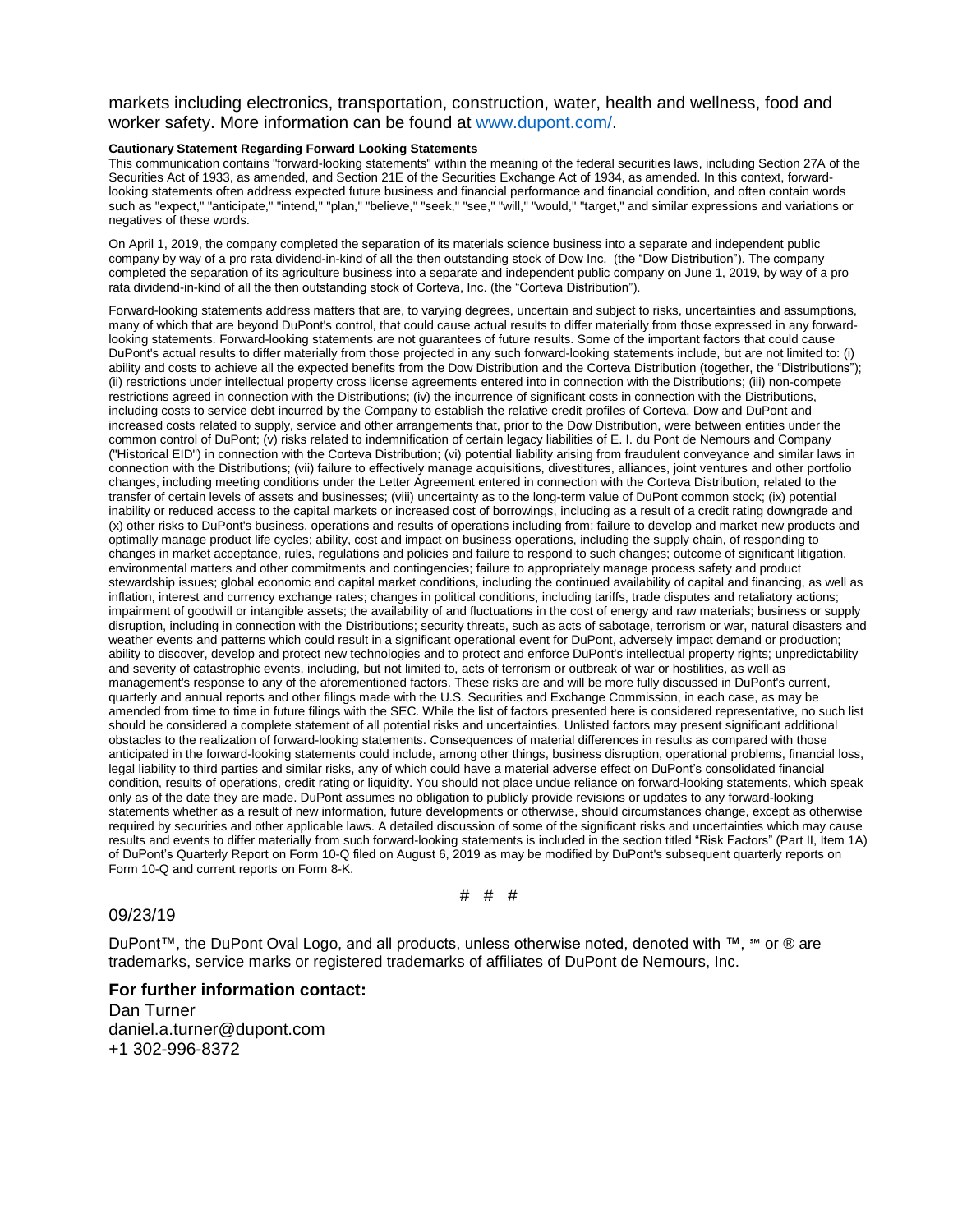markets including electronics, transportation, construction, water, health and wellness, food and worker safety. More information can be found at [www.dupont.com/](www.dupont.com/).

**Cautionary Statement Regarding Forward Looking Statements**

This communication contains "forward-looking statements" within the meaning of the federal securities laws, including Section 27A of the Securities Act of 1933, as amended, and Section 21E of the Securities Exchange Act of 1934, as amended. In this context, forward-looking statements often address expected future business and financial performance and financial condition, and often contain words such as "expect," "anticipate," "intend," "plan," "believe," "seek," "see," "will," "would," "target," and similar expressions and variations or negatives of these words.

On April 1, 2019, the company completed the separation of its materials science business into a separate and independent public company by way of a pro rata dividend-in-kind of all the then outstanding stock of Dow Inc. (the "Dow Distribution"). The company completed the separation of its agriculture business into a separate and independent public company on June 1, 2019, by way of a pro rata dividend-in-kind of all the then outstanding stock of Corteva, Inc. (the "Corteva Distribution").

Forward-looking statements address matters that are, to varying degrees, uncertain and subject to risks, uncertainties and assumptions, many of which that are beyond DuPont's control, that could cause actual results to differ materially from those expressed in any forward-looking statements. Forward-looking statements are not guarantees of future results. Some of the important factors that could cause DuPont's actual results to differ materially from those projected in any such forward-looking statements include, but are not limited to: (i) ability and costs to achieve all the expected benefits from the Dow Distribution and the Corteva Distribution (together, the "Distributions"); (ii) restrictions under intellectual property cross license agreements entered into in connection with the Distributions; (iii) non-compete restrictions agreed in connection with the Distributions; (iv) the incurrence of significant costs in connection with the Distributions, including costs to service debt incurred by the Company to establish the relative credit profiles of Corteva, Dow and DuPont and increased costs related to supply, service and other arrangements that, prior to the Dow Distribution, were between entities under the common control of DuPont; (v) risks related to indemnification of certain legacy liabilities of E. I. du Pont de Nemours and Company ("Historical EID") in connection with the Corteva Distribution; (vi) potential liability arising from fraudulent conveyance and similar laws in connection with the Distributions; (vii) failure to effectively manage acquisitions, divestitures, alliances, joint ventures and other portfolio changes, including meeting conditions under the Letter Agreement entered in connection with the Corteva Distribution, related to the transfer of certain levels of assets and businesses; (viii) uncertainty as to the long-term value of DuPont common stock; (ix) potential inability or reduced access to the capital markets or increased cost of borrowings, including as a result of a credit rating downgrade and (x) other risks to DuPont's business, operations and results of operations including from: failure to develop and market new products and optimally manage product life cycles; ability, cost and impact on business operations, including the supply chain, of responding to changes in market acceptance, rules, regulations and policies and failure to respond to such changes; outcome of significant litigation, environmental matters and other commitments and contingencies; failure to appropriately manage process safety and product stewardship issues; global economic and capital market conditions, including the continued availability of capital and financing, as well as inflation, interest and currency exchange rates; changes in political conditions, including tariffs, trade disputes and retaliatory actions; impairment of goodwill or intangible assets; the availability of and fluctuations in the cost of energy and raw materials; business or supply disruption, including in connection with the Distributions; security threats, such as acts of sabotage, terrorism or war, natural disasters and weather events and patterns which could result in a significant operational event for DuPont, adversely impact demand or production; ability to discover, develop and protect new technologies and to protect and enforce DuPont's intellectual property rights; unpredictability and severity of catastrophic events, including, but not limited to, acts of terrorism or outbreak of war or hostilities, as well as management's response to any of the aforementioned factors. These risks are and will be more fully discussed in DuPont's current, quarterly and annual reports and other filings made with the U.S. Securities and Exchange Commission, in each case, as may be amended from time to time in future filings with the SEC. While the list of factors presented here is considered representative, no such list should be considered a complete statement of all potential risks and uncertainties. Unlisted factors may present significant additional obstacles to the realization of forward-looking statements. Consequences of material differences in results as compared with those anticipated in the forward-looking statements could include, among other things, business disruption, operational problems, financial loss, legal liability to third parties and similar risks, any of which could have a material adverse effect on DuPont's consolidated financial condition, results of operations, credit rating or liquidity. You should not place undue reliance on forward-looking statements, which speak only as of the date they are made. DuPont assumes no obligation to publicly provide revisions or updates to any forward-looking statements whether as a result of new information, future developments or otherwise, should circumstances change, except as otherwise required by securities and other applicable laws. A detailed discussion of some of the significant risks and uncertainties which may cause results and events to differ materially from such forward-looking statements is included in the section titled "Risk Factors" (Part II, Item 1A) of DuPont's Quarterly Report on Form 10-Q filed on August 6, 2019 as may be modified by DuPont's subsequent quarterly reports on Form 10-Q and current reports on Form 8-K.

# # #

09/23/19

DuPont™, the DuPont Oval Logo, and all products, unless otherwise noted, denoted with ™, ℠ or ® are trademarks, service marks or registered trademarks of affiliates of DuPont de Nemours, Inc.

**For further information contact:**

Dan Turner
daniel.a.turner@dupont.com
+1 302-996-8372